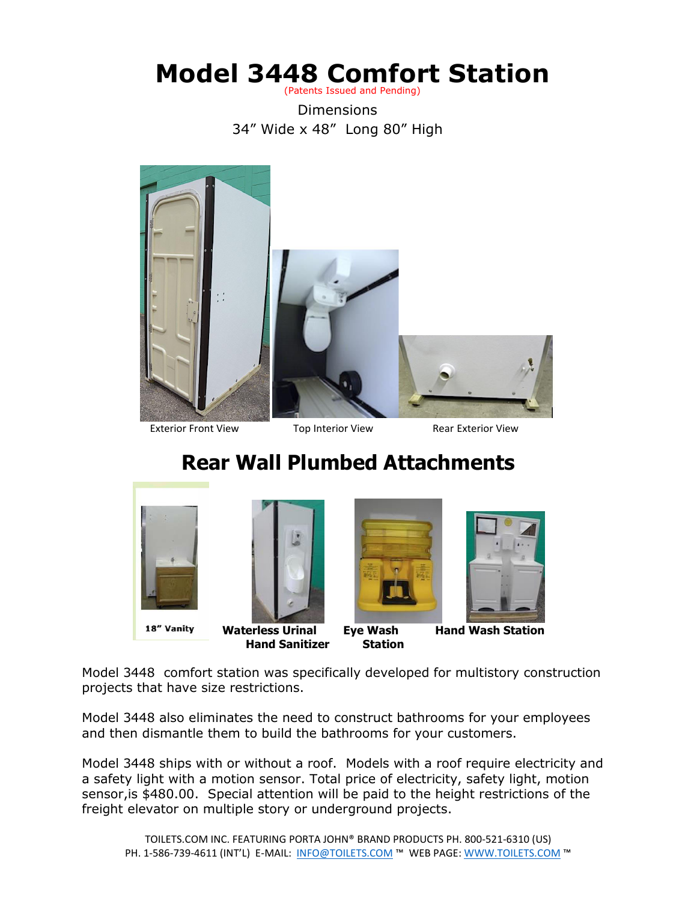# Model 3448 Comfort Station

(Patents Issued and Pending)

Dimensions

34" Wide x 48" Long 80" High

Exterior Front View

Top Interior View

Rear Exterior View

## Rear Wall Plumbed Attachments

18" Vanity

**Waterless Urinal Hand Sanitizer**

**Eye Wash Station**

**Hand Wash Station**

Model 3448 comfort station was specifically developed for multistory construction projects that have size restrictions.

Model 3448 also eliminates the need to construct bathrooms for your employees and then dismantle them to build the bathrooms for your customers.

Model 3448 ships with or without a roof. Models with a roof require electricity and a safety light with a motion sensor. Total price of electricity, safety light, motion sensor,is $480.00. Special attention will be paid to the height restrictions of the freight elevator on multiple story or underground projects.

TOILETS.COM INC. FEATURING PORTA JOHN® BRAND PRODUCTS PH. 800-521-6310 (US)
PH. 1-586-739-4611 (INT'L) E-MAIL: INFO@TOILETS.COM ™ WEB PAGE: WWW.TOILETS.COM ™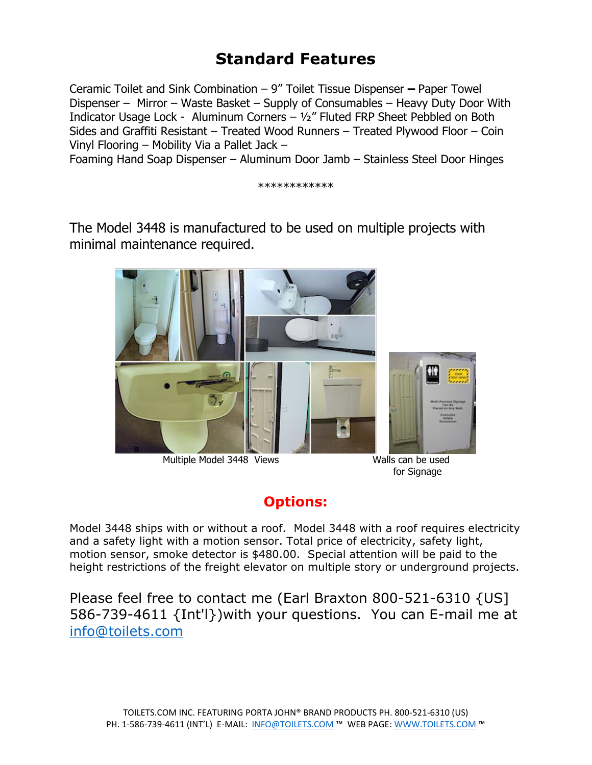# Standard Features

Ceramic Toilet and Sink Combination – 9" Toilet Tissue Dispenser **–** Paper Towel Dispenser – Mirror – Waste Basket – Supply of Consumables – Heavy Duty Door With Indicator Usage Lock - Aluminum Corners – ½" Fluted FRP Sheet Pebbled on Both Sides and Graffiti Resistant – Treated Wood Runners – Treated Plywood Floor – Coin Vinyl Flooring – Mobility Via a Pallet Jack –
Foaming Hand Soap Dispenser – Aluminum Door Jamb – Stainless Steel Door Hinges

************

The Model 3448 is manufactured to be used on multiple projects with minimal maintenance required.

Multiple Model 3448 Views

Walls can be used for Signage

## Options:

Model 3448 ships with or without a roof. Model 3448 with a roof requires electricity and a safety light with a motion sensor. Total price of electricity, safety light, motion sensor, smoke detector is $480.00. Special attention will be paid to the height restrictions of the freight elevator on multiple story or underground projects.

Please feel free to contact me (Earl Braxton 800-521-6310 {US] 586-739-4611 {Int'l})with your questions. You can E-mail me at [info@toilets.com](mailto:info@toilets.com)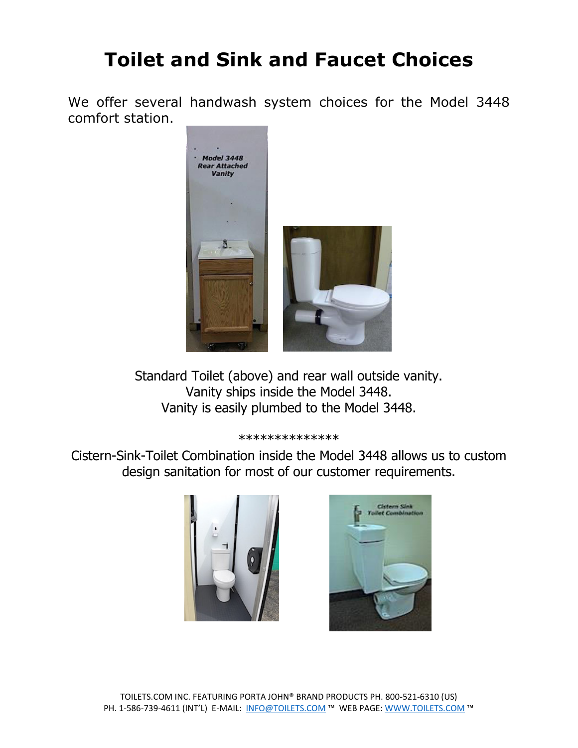# Toilet and Sink and Faucet Choices

We offer several handwash system choices for the Model 3448 comfort station.

Standard Toilet (above) and rear wall outside vanity.
Vanity ships inside the Model 3448.
Vanity is easily plumbed to the Model 3448.

***************

Cistern-Sink-Toilet Combination inside the Model 3448 allows us to custom design sanitation for most of our customer requirements.